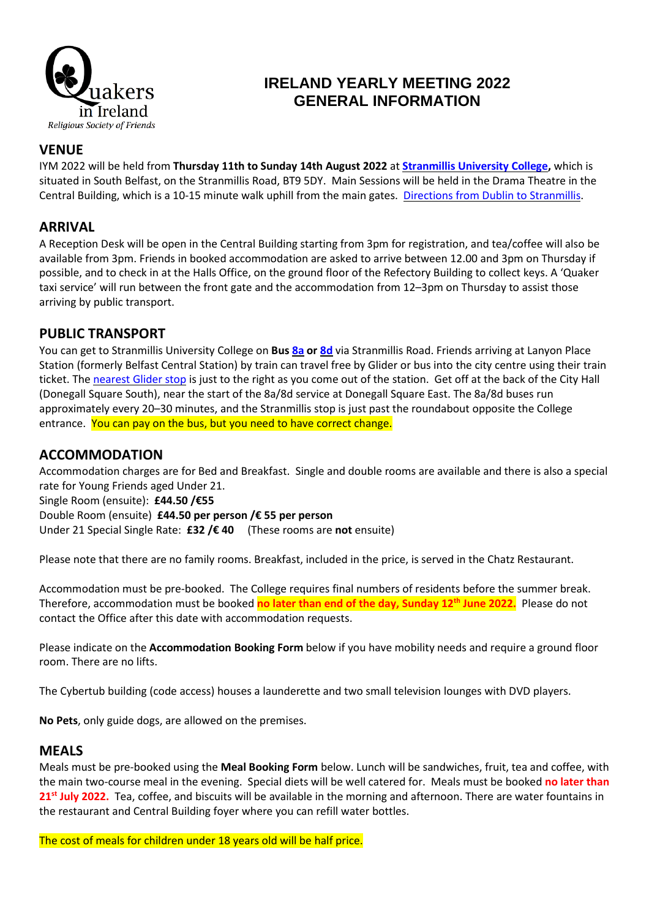Quakers in Ireland
*Religious Society of Friends*

# IRELAND YEARLY MEETING 2022 GENERAL INFORMATION

## VENUE

IYM 2022 will be held from **Thursday 11th to Sunday 14th August 2022** at **Stranmillis University College,** which is situated in South Belfast, on the Stranmillis Road, BT9 5DY. Main Sessions will be held in the Drama Theatre in the Central Building, which is a 10-15 minute walk uphill from the main gates. Directions from Dublin to Stranmillis.

## ARRIVAL

A Reception Desk will be open in the Central Building starting from 3pm for registration, and tea/coffee will also be available from 3pm. Friends in booked accommodation are asked to arrive between 12.00 and 3pm on Thursday if possible, and to check in at the Halls Office, on the ground floor of the Refectory Building to collect keys. A 'Quaker taxi service' will run between the front gate and the accommodation from 12–3pm on Thursday to assist those arriving by public transport.

## PUBLIC TRANSPORT

You can get to Stranmillis University College on **Bus 8a or 8d** via Stranmillis Road. Friends arriving at Lanyon Place Station (formerly Belfast Central Station) by train can travel free by Glider or bus into the city centre using their train ticket. The nearest Glider stop is just to the right as you come out of the station. Get off at the back of the City Hall (Donegall Square South), near the start of the 8a/8d service at Donegall Square East. The 8a/8d buses run approximately every 20–30 minutes, and the Stranmillis stop is just past the roundabout opposite the College entrance. You can pay on the bus, but you need to have correct change.

## ACCOMMODATION

Accommodation charges are for Bed and Breakfast. Single and double rooms are available and there is also a special rate for Young Friends aged Under 21.

Single Room (ensuite): **£44.50 /€55**
Double Room (ensuite) **£44.50 per person /€ 55 per person**
Under 21 Special Single Rate: **£32 /€ 40** (These rooms are **not** ensuite)

Please note that there are no family rooms. Breakfast, included in the price, is served in the Chatz Restaurant.

Accommodation must be pre-booked. The College requires final numbers of residents before the summer break. Therefore, accommodation must be booked **no later than end of the day, Sunday 12th June 2022.** Please do not contact the Office after this date with accommodation requests.

Please indicate on the **Accommodation Booking Form** below if you have mobility needs and require a ground floor room. There are no lifts.

The Cybertub building (code access) houses a launderette and two small television lounges with DVD players.

**No Pets**, only guide dogs, are allowed on the premises.

## MEALS

Meals must be pre-booked using the **Meal Booking Form** below. Lunch will be sandwiches, fruit, tea and coffee, with the main two-course meal in the evening. Special diets will be well catered for. Meals must be booked **no later than 21st July 2022.** Tea, coffee, and biscuits will be available in the morning and afternoon. There are water fountains in the restaurant and Central Building foyer where you can refill water bottles.

The cost of meals for children under 18 years old will be half price.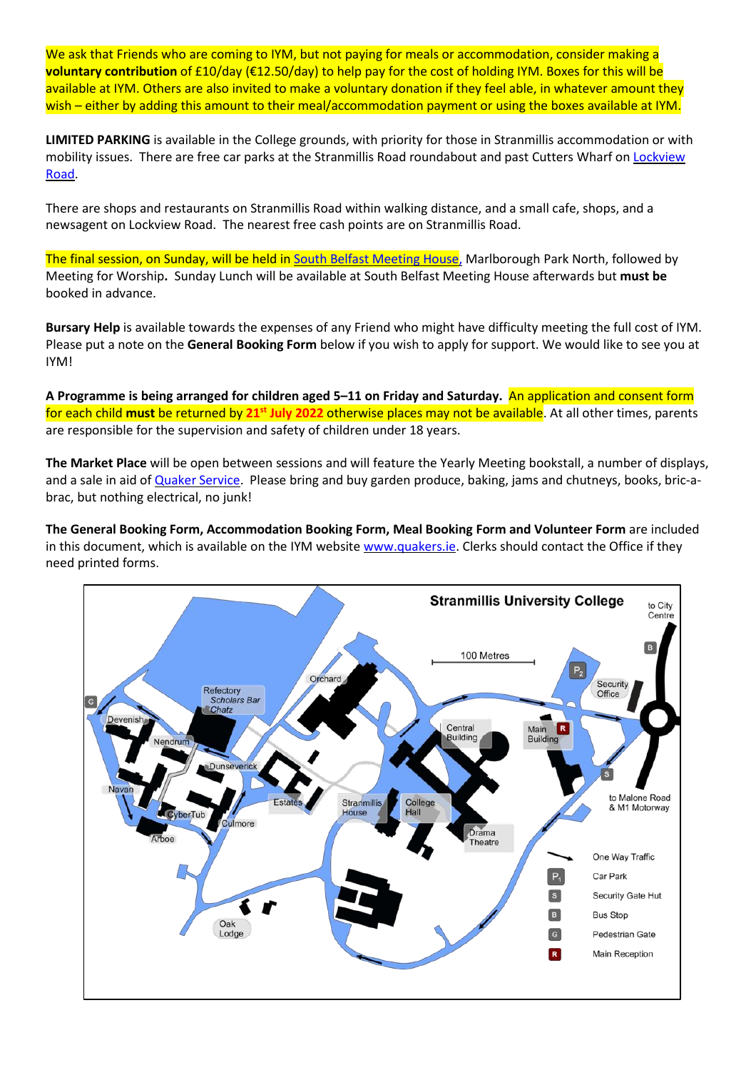We ask that Friends who are coming to IYM, but not paying for meals or accommodation, consider making a **voluntary contribution** of £10/day (€12.50/day) to help pay for the cost of holding IYM. Boxes for this will be available at IYM. Others are also invited to make a voluntary donation if they feel able, in whatever amount they wish – either by adding this amount to their meal/accommodation payment or using the boxes available at IYM.

**LIMITED PARKING** is available in the College grounds, with priority for those in Stranmillis accommodation or with mobility issues. There are free car parks at the Stranmillis Road roundabout and past Cutters Wharf on Lockview Road.

There are shops and restaurants on Stranmillis Road within walking distance, and a small cafe, shops, and a newsagent on Lockview Road. The nearest free cash points are on Stranmillis Road.

The final session, on Sunday, will be held in South Belfast Meeting House, Marlborough Park North, followed by Meeting for Worship**.** Sunday Lunch will be available at South Belfast Meeting House afterwards but **must be** booked in advance.

**Bursary Help** is available towards the expenses of any Friend who might have difficulty meeting the full cost of IYM. Please put a note on the **General Booking Form** below if you wish to apply for support. We would like to see you at IYM!

**A Programme is being arranged for children aged 5–11 on Friday and Saturday.** An application and consent form for each child **must** be returned by **21st July 2022** otherwise places may not be available. At all other times, parents are responsible for the supervision and safety of children under 18 years.

**The Market Place** will be open between sessions and will feature the Yearly Meeting bookstall, a number of displays, and a sale in aid of Quaker Service. Please bring and buy garden produce, baking, jams and chutneys, books, bric-a-brac, but nothing electrical, no junk!

**The General Booking Form, Accommodation Booking Form, Meal Booking Form and Volunteer Form** are included in this document, which is available on the IYM website www.quakers.ie. Clerks should contact the Office if they need printed forms.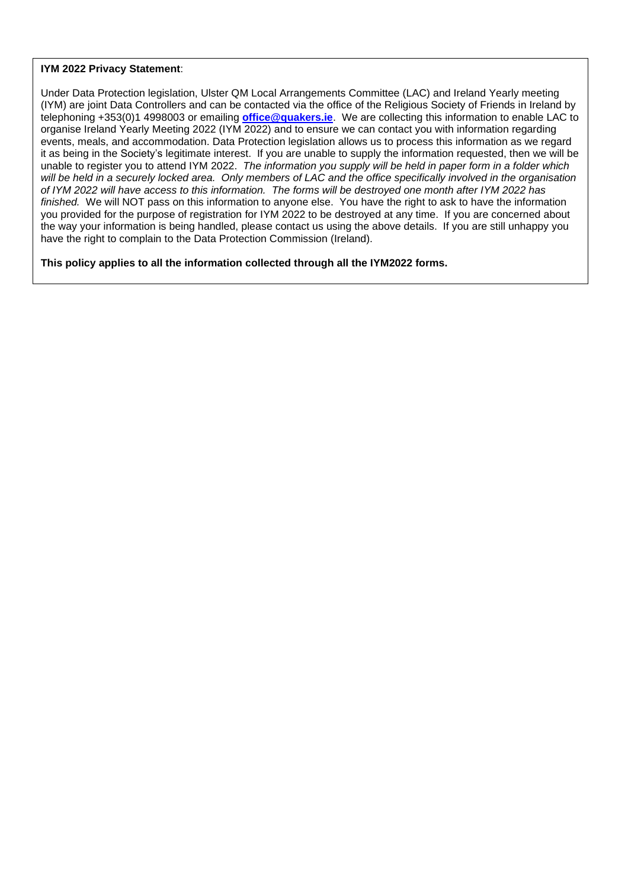**IYM 2022 Privacy Statement**:

Under Data Protection legislation, Ulster QM Local Arrangements Committee (LAC) and Ireland Yearly meeting (IYM) are joint Data Controllers and can be contacted via the office of the Religious Society of Friends in Ireland by telephoning +353(0)1 4998003 or emailing **office@quakers.ie**. We are collecting this information to enable LAC to organise Ireland Yearly Meeting 2022 (IYM 2022) and to ensure we can contact you with information regarding events, meals, and accommodation. Data Protection legislation allows us to process this information as we regard it as being in the Society's legitimate interest. If you are unable to supply the information requested, then we will be unable to register you to attend IYM 2022. *The information you supply will be held in paper form in a folder which will be held in a securely locked area. Only members of LAC and the office specifically involved in the organisation of IYM 2022 will have access to this information. The forms will be destroyed one month after IYM 2022 has finished.* We will NOT pass on this information to anyone else. You have the right to ask to have the information you provided for the purpose of registration for IYM 2022 to be destroyed at any time. If you are concerned about the way your information is being handled, please contact us using the above details. If you are still unhappy you have the right to complain to the Data Protection Commission (Ireland).

**This policy applies to all the information collected through all the IYM2022 forms.**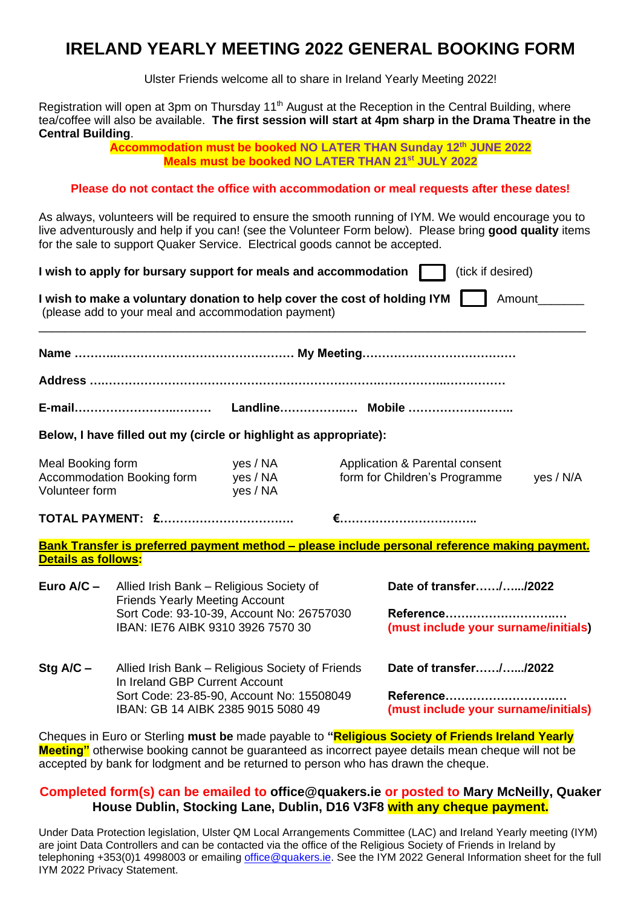# IRELAND YEARLY MEETING 2022 GENERAL BOOKING FORM

Ulster Friends welcome all to share in Ireland Yearly Meeting 2022!

Registration will open at 3pm on Thursday 11th August at the Reception in the Central Building, where tea/coffee will also be available. **The first session will start at 4pm sharp in the Drama Theatre in the Central Building**.

**Accommodation must be booked NO LATER THAN Sunday 12th JUNE 2022**
**Meals must be booked NO LATER THAN 21st JULY 2022**

**Please do not contact the office with accommodation or meal requests after these dates!**

As always, volunteers will be required to ensure the smooth running of IYM. We would encourage you to live adventurously and help if you can! (see the Volunteer Form below). Please bring **good quality** items for the sale to support Quaker Service. Electrical goods cannot be accepted.

**I wish to apply for bursary support for meals and accommodation** ☐ (tick if desired)

**I wish to make a voluntary donation to help cover the cost of holding IYM** ☐ Amount_______
(please add to your meal and accommodation payment)

---

**Name ……………………………………………… My Meeting…………………………………**

**Address …………………………………………………………………………………………**

**E-mail………………………………… Landline………………… Mobile ……………………..**

**Below, I have filled out my (circle or highlight as appropriate):**

| | | | |
|---|---|---|---|
| Meal Booking form | yes / NA | Application & Parental consent form for Children's Programme | yes / N/A |
| Accommodation Booking form | yes / NA | | |
| Volunteer form | yes / NA | | |

**TOTAL PAYMENT: £……………………………. €……………………………..**

**Bank Transfer is preferred payment method – please include personal reference making payment. Details as follows:**

**Euro A/C –** Allied Irish Bank – Religious Society of Friends Yearly Meeting Account
Sort Code: 93-10-39, Account No: 26757030
IBAN: IE76 AIBK 9310 3926 7570 30

**Date of transfer……/…..../2022**

**Reference………………………….**
**(must include your surname/initials)**

**Stg A/C –** Allied Irish Bank – Religious Society of Friends In Ireland GBP Current Account
Sort Code: 23-85-90, Account No: 15508049
IBAN: GB 14 AIBK 2385 9015 5080 49

**Date of transfer……/…..../2022**

**Reference………………………….**
**(must include your surname/initials)**

Cheques in Euro or Sterling **must be** made payable to **"Religious Society of Friends Ireland Yearly Meeting"** otherwise booking cannot be guaranteed as incorrect payee details mean cheque will not be accepted by bank for lodgment and be returned to person who has drawn the cheque.

**Completed form(s) can be emailed to office@quakers.ie or posted to Mary McNeilly, Quaker House Dublin, Stocking Lane, Dublin, D16 V3F8 with any cheque payment.**

Under Data Protection legislation, Ulster QM Local Arrangements Committee (LAC) and Ireland Yearly meeting (IYM) are joint Data Controllers and can be contacted via the office of the Religious Society of Friends in Ireland by telephoning +353(0)1 4998003 or emailing office@quakers.ie. See the IYM 2022 General Information sheet for the full IYM 2022 Privacy Statement.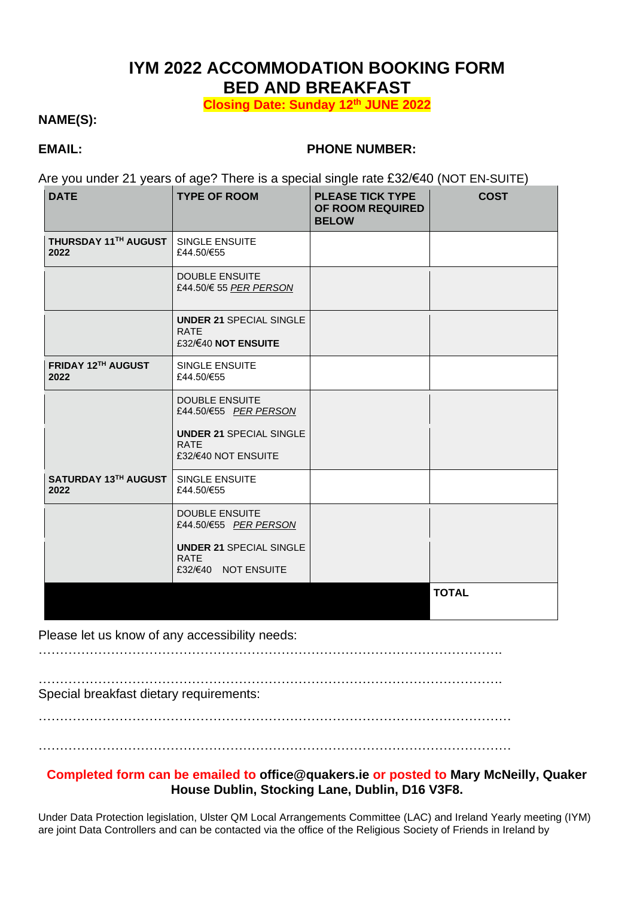# IYM 2022 ACCOMMODATION BOOKING FORM
# BED AND BREAKFAST

**Closing Date: Sunday 12th JUNE 2022**

**NAME(S):**

**EMAIL:** **PHONE NUMBER:**

Are you under 21 years of age? There is a special single rate £32/€40 (NOT EN-SUITE)

| DATE | TYPE OF ROOM | PLEASE TICK TYPE OF ROOM REQUIRED BELOW | COST |
|---|---|---|---|
| **THURSDAY 11TH AUGUST 2022** | SINGLE ENSUITE £44.50/€55 | | |
| | DOUBLE ENSUITE £44.50/€ 55 *PER PERSON* | | |
| | **UNDER 21** SPECIAL SINGLE RATE £32/€40 **NOT ENSUITE** | | |
| **FRIDAY 12TH AUGUST 2022** | SINGLE ENSUITE £44.50/€55 | | |
| | DOUBLE ENSUITE £44.50/€55 *PER PERSON* | | |
| | **UNDER 21** SPECIAL SINGLE RATE £32/€40 NOT ENSUITE | | |
| **SATURDAY 13TH AUGUST 2022** | SINGLE ENSUITE £44.50/€55 | | |
| | DOUBLE ENSUITE £44.50/€55 *PER PERSON* | | |
| | **UNDER 21** SPECIAL SINGLE RATE £32/€40 NOT ENSUITE | | |
| | | | **TOTAL** |

Please let us know of any accessibility needs:

…………………………………………………………………………………………………

…………………………………………………………………………………………………

Special breakfast dietary requirements:

…………………………………………………………………………………………………

…………………………………………………………………………………………………

**Completed form can be emailed to office@quakers.ie or posted to Mary McNeilly, Quaker House Dublin, Stocking Lane, Dublin, D16 V3F8.**

Under Data Protection legislation, Ulster QM Local Arrangements Committee (LAC) and Ireland Yearly meeting (IYM) are joint Data Controllers and can be contacted via the office of the Religious Society of Friends in Ireland by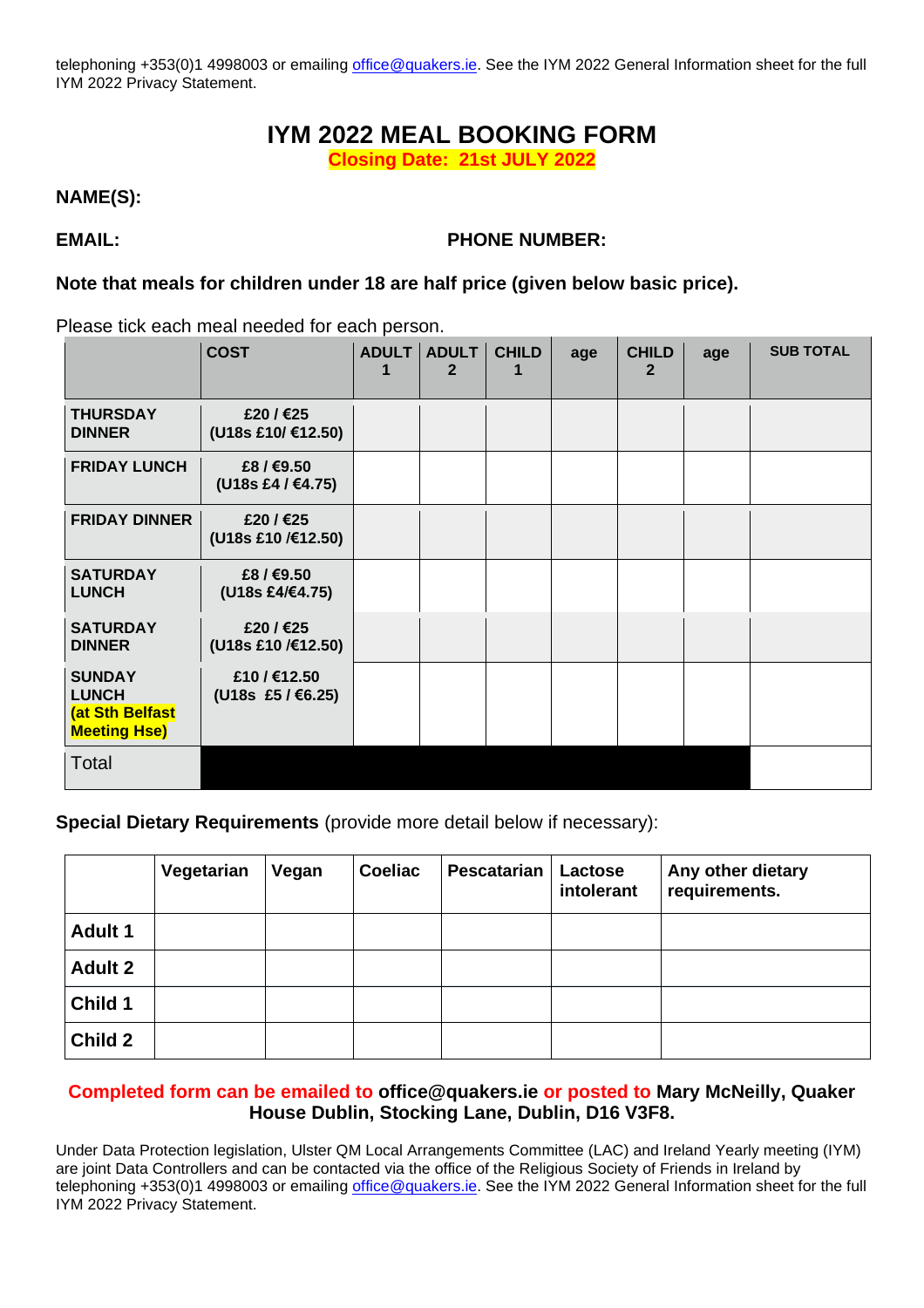telephoning +353(0)1 4998003 or emailing office@quakers.ie. See the IYM 2022 General Information sheet for the full IYM 2022 Privacy Statement.

# IYM 2022 MEAL BOOKING FORM

**Closing Date: 21st JULY 2022**

**NAME(S):**

**EMAIL:** **PHONE NUMBER:**

**Note that meals for children under 18 are half price (given below basic price).**

Please tick each meal needed for each person.

| | COST | ADULT 1 | ADULT 2 | CHILD 1 | age | CHILD 2 | age | SUB TOTAL |
|---|---|---|---|---|---|---|---|---|
| **THURSDAY DINNER** | **£20 / €25 (U18s £10/ €12.50)** | | | | | | | |
| **FRIDAY LUNCH** | **£8 / €9.50 (U18s £4 / €4.75)** | | | | | | | |
| **FRIDAY DINNER** | **£20 / €25 (U18s £10 /€12.50)** | | | | | | | |
| **SATURDAY LUNCH** | **£8 / €9.50 (U18s £4/€4.75)** | | | | | | | |
| **SATURDAY DINNER** | **£20 / €25 (U18s £10 /€12.50)** | | | | | | | |
| **SUNDAY LUNCH (at Sth Belfast Meeting Hse)** | **£10 / €12.50 (U18s £5 / €6.25)** | | | | | | | |
| Total | | | | | | | | |

**Special Dietary Requirements** (provide more detail below if necessary):

| | Vegetarian | Vegan | Coeliac | Pescatarian | Lactose intolerant | Any other dietary requirements. |
|---|---|---|---|---|---|---|
| **Adult 1** | | | | | | |
| **Adult 2** | | | | | | |
| **Child 1** | | | | | | |
| **Child 2** | | | | | | |

**Completed form can be emailed to office@quakers.ie or posted to Mary McNeilly, Quaker House Dublin, Stocking Lane, Dublin, D16 V3F8.**

Under Data Protection legislation, Ulster QM Local Arrangements Committee (LAC) and Ireland Yearly meeting (IYM) are joint Data Controllers and can be contacted via the office of the Religious Society of Friends in Ireland by telephoning +353(0)1 4998003 or emailing office@quakers.ie. See the IYM 2022 General Information sheet for the full IYM 2022 Privacy Statement.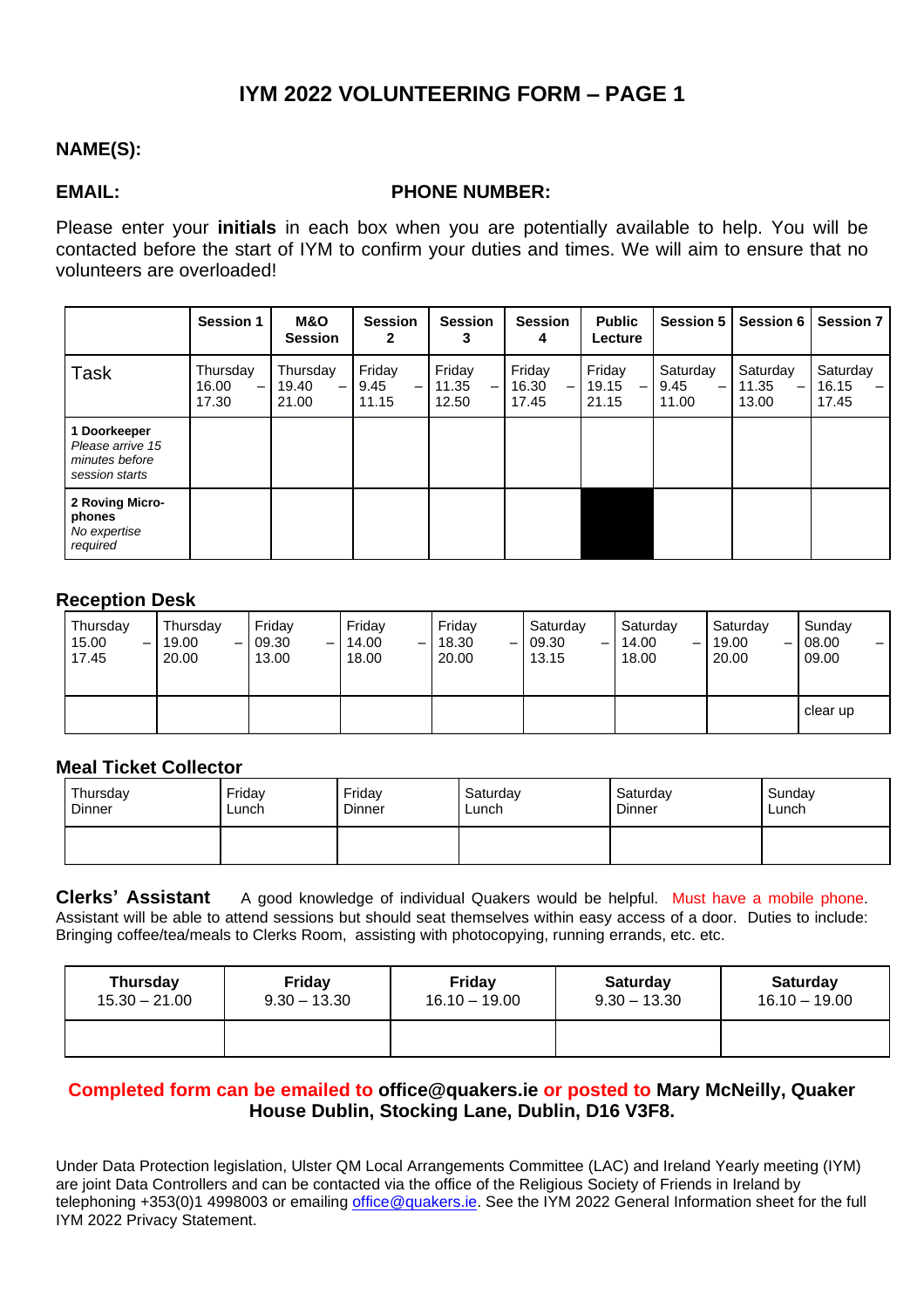# IYM 2022 VOLUNTEERING FORM – PAGE 1

**NAME(S):**

**EMAIL:** **PHONE NUMBER:**

Please enter your **initials** in each box when you are potentially available to help. You will be contacted before the start of IYM to confirm your duties and times. We will aim to ensure that no volunteers are overloaded!

| | **Session 1** | **M&O Session** | **Session 2** | **Session 3** | **Session 4** | **Public Lecture** | **Session 5** | **Session 6** | **Session 7** |
|---|---|---|---|---|---|---|---|---|---|
| Task | Thursday 16.00 – 17.30 | Thursday 19.40 – 21.00 | Friday 9.45 – 11.15 | Friday 11.35 – 12.50 | Friday 16.30 – 17.45 | Friday 19.15 – 21.15 | Saturday 9.45 – 11.00 | Saturday 11.35 – 13.00 | Saturday 16.15 – 17.45 |
| **1 Doorkeeper** *Please arrive 15 minutes before session starts* | | | | | | | | | |
| **2 Roving Micro-phones** *No expertise required* | | | | | | ■ | | | |

### Reception Desk

| Thursday 15.00 – 17.45 | Thursday 19.00 – 20.00 | Friday 09.30 – 13.00 | Friday 14.00 – 18.00 | Friday 18.30 – 20.00 | Saturday 09.30 – 13.15 | Saturday 14.00 – 18.00 | Saturday 19.00 – 20.00 | Sunday 08.00 – 09.00 |
|---|---|---|---|---|---|---|---|---|
| | | | | | | | | clear up |

### Meal Ticket Collector

| Thursday Dinner | Friday Lunch | Friday Dinner | Saturday Lunch | Saturday Dinner | Sunday Lunch |
|---|---|---|---|---|---|
| | | | | | |

**Clerks' Assistant** A good knowledge of individual Quakers would be helpful. Must have a mobile phone. Assistant will be able to attend sessions but should seat themselves within easy access of a door. Duties to include: Bringing coffee/tea/meals to Clerks Room, assisting with photocopying, running errands, etc. etc.

| **Thursday** 15.30 – 21.00 | **Friday** 9.30 – 13.30 | **Friday** 16.10 – 19.00 | **Saturday** 9.30 – 13.30 | **Saturday** 16.10 – 19.00 |
|---|---|---|---|---|
| | | | | |

**Completed form can be emailed to office@quakers.ie or posted to Mary McNeilly, Quaker House Dublin, Stocking Lane, Dublin, D16 V3F8.**

Under Data Protection legislation, Ulster QM Local Arrangements Committee (LAC) and Ireland Yearly meeting (IYM) are joint Data Controllers and can be contacted via the office of the Religious Society of Friends in Ireland by telephoning +353(0)1 4998003 or emailing office@quakers.ie. See the IYM 2022 General Information sheet for the full IYM 2022 Privacy Statement.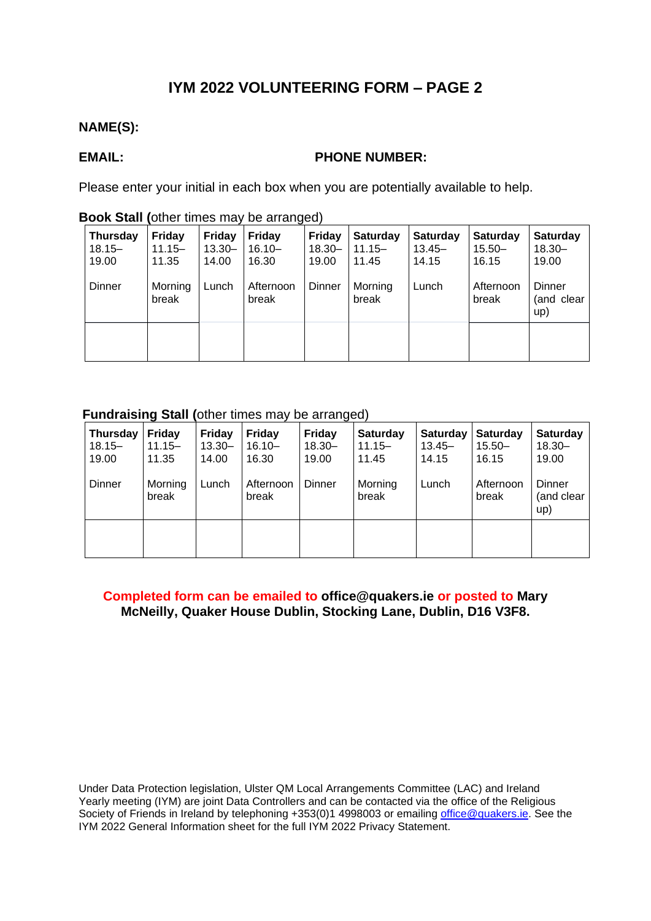# IYM 2022 VOLUNTEERING FORM – PAGE 2

**NAME(S):**

**EMAIL:** **PHONE NUMBER:**

Please enter your initial in each box when you are potentially available to help.

**Book Stall (**other times may be arranged)

| **Thursday** 18.15–19.00 Dinner | **Friday** 11.15–11.35 Morning break | **Friday** 13.30–14.00 Lunch | **Friday** 16.10–16.30 Afternoon break | **Friday** 18.30–19.00 Dinner | **Saturday** 11.15–11.45 Morning break | **Saturday** 13.45–14.15 Lunch | **Saturday** 15.50–16.15 Afternoon break | **Saturday** 18.30–19.00 Dinner (and clear up) |
|---|---|---|---|---|---|---|---|---|
| | | | | | | | | |

**Fundraising Stall (**other times may be arranged)

| **Thursday** 18.15–19.00 Dinner | **Friday** 11.15–11.35 Morning break | **Friday** 13.30–14.00 Lunch | **Friday** 16.10–16.30 Afternoon break | **Friday** 18.30–19.00 Dinner | **Saturday** 11.15–11.45 Morning break | **Saturday** 13.45–14.15 Lunch | **Saturday** 15.50–16.15 Afternoon break | **Saturday** 18.30–19.00 Dinner (and clear up) |
|---|---|---|---|---|---|---|---|---|
| | | | | | | | | |

**Completed form can be emailed to office@quakers.ie or posted to Mary McNeilly, Quaker House Dublin, Stocking Lane, Dublin, D16 V3F8.**

Under Data Protection legislation, Ulster QM Local Arrangements Committee (LAC) and Ireland Yearly meeting (IYM) are joint Data Controllers and can be contacted via the office of the Religious Society of Friends in Ireland by telephoning +353(0)1 4998003 or emailing office@quakers.ie. See the IYM 2022 General Information sheet for the full IYM 2022 Privacy Statement.